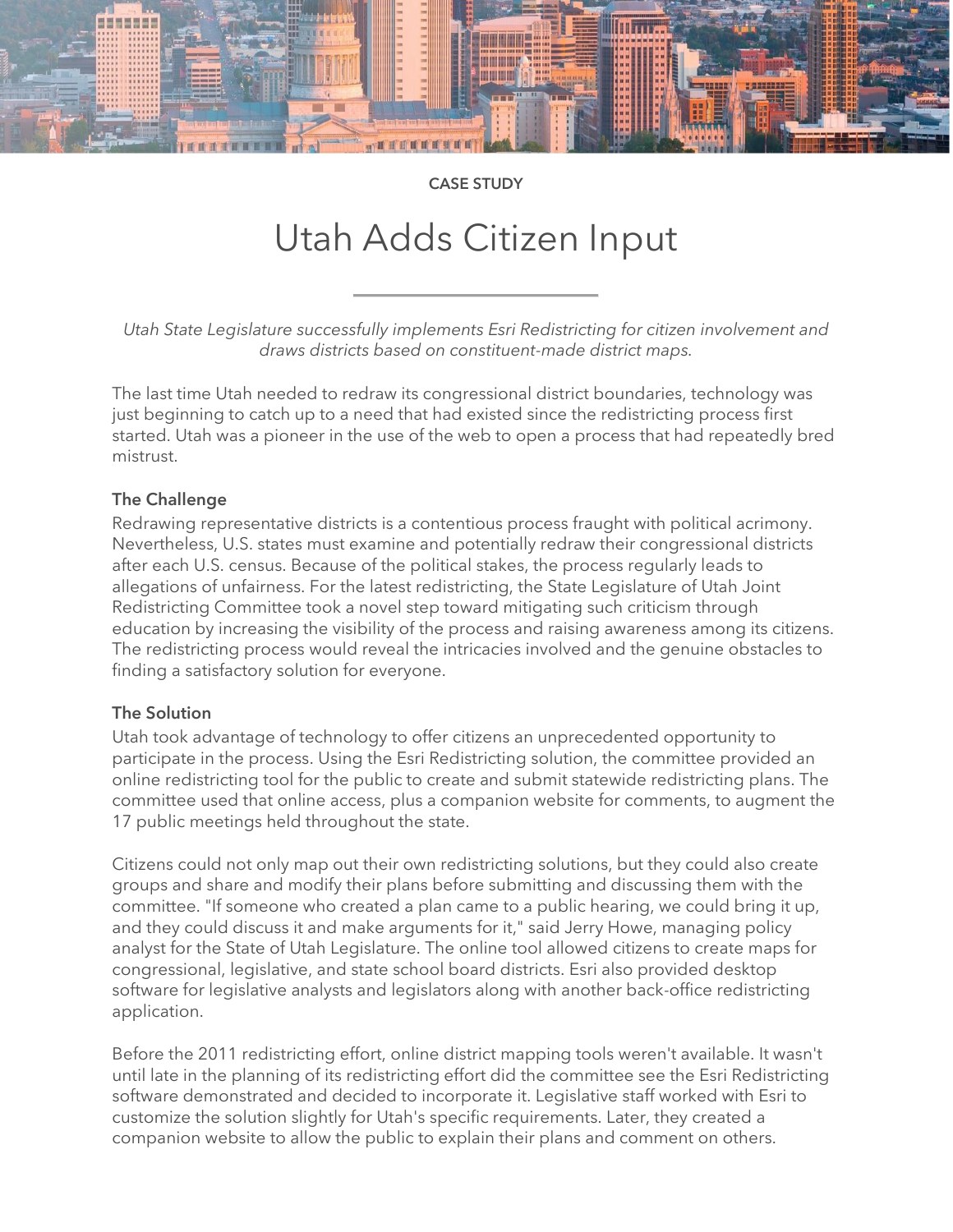CASE STUDY

# Utah Adds Citizen Input

*Utah State Legislature successfully implements Esri Redistricting for citizen involvement and draws districts based on constituent-made district maps.*

The last time Utah needed to redraw its congressional district boundaries, technology was just beginning to catch up to a need that had existed since the redistricting process first started. Utah was a pioneer in the use of the web to open a process that had repeatedly bred mistrust.

### The Challenge

Redrawing representative districts is a contentious process fraught with political acrimony. Nevertheless, U.S. states must examine and potentially redraw their congressional districts after each U.S. census. Because of the political stakes, the process regularly leads to allegations of unfairness. For the latest redistricting, the State Legislature of Utah Joint Redistricting Committee took a novel step toward mitigating such criticism through education by increasing the visibility of the process and raising awareness among its citizens. The redistricting process would reveal the intricacies involved and the genuine obstacles to finding a satisfactory solution for everyone.

### The Solution

Utah took advantage of technology to offer citizens an unprecedented opportunity to participate in the process. Using the Esri Redistricting solution, the committee provided an online redistricting tool for the public to create and submit statewide redistricting plans. The committee used that online access, plus a companion website for comments, to augment the 17 public meetings held throughout the state.

Citizens could not only map out their own redistricting solutions, but they could also create groups and share and modify their plans before submitting and discussing them with the committee. "If someone who created a plan came to a public hearing, we could bring it up, and they could discuss it and make arguments for it," said Jerry Howe, managing policy analyst for the State of Utah Legislature. The online tool allowed citizens to create maps for congressional, legislative, and state school board districts. Esri also provided desktop software for legislative analysts and legislators along with another back-office redistricting application.

Before the 2011 redistricting effort, online district mapping tools weren't available. It wasn't until late in the planning of its redistricting effort did the committee see the Esri Redistricting software demonstrated and decided to incorporate it. Legislative staff worked with Esri to customize the solution slightly for Utah's specific requirements. Later, they created a companion website to allow the public to explain their plans and comment on others.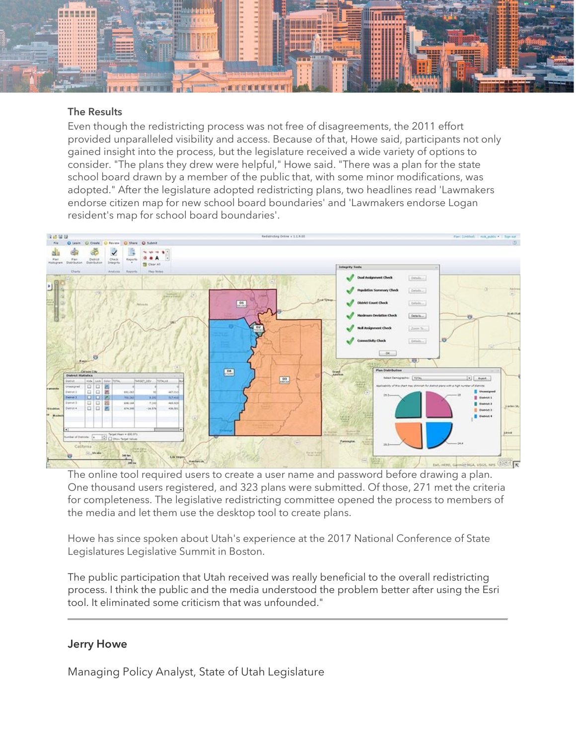### The Results

Even though the redistricting process was not free of disagreements, the 2011 effort provided unparalleled visibility and access. Because of that, Howe said, participants not only gained insight into the process, but the legislature received a wide variety of options to consider. "The plans they drew were helpful," Howe said. "There was a plan for the state school board drawn by a member of the public that, with some minor modifications, was adopted." After the legislature adopted redistricting plans, two headlines read 'Lawmakers endorse citizen map for new school board boundaries' and 'Lawmakers endorse Logan resident's map for school board boundaries'.

The online tool required users to create a user name and password before drawing a plan. One thousand users registered, and 323 plans were submitted. Of those, 271 met the criteria for completeness. The legislative redistricting committee opened the process to members of the media and let them use the desktop tool to create plans.

Howe has since spoken about Utah's experience at the 2017 National Conference of State Legislatures Legislative Summit in Boston.

The public participation that Utah received was really beneficial to the overall redistricting process. I think the public and the media understood the problem better after using the Esri tool. It eliminated some criticism that was unfounded."

---

**Jerry Howe**

Managing Policy Analyst, State of Utah Legislature